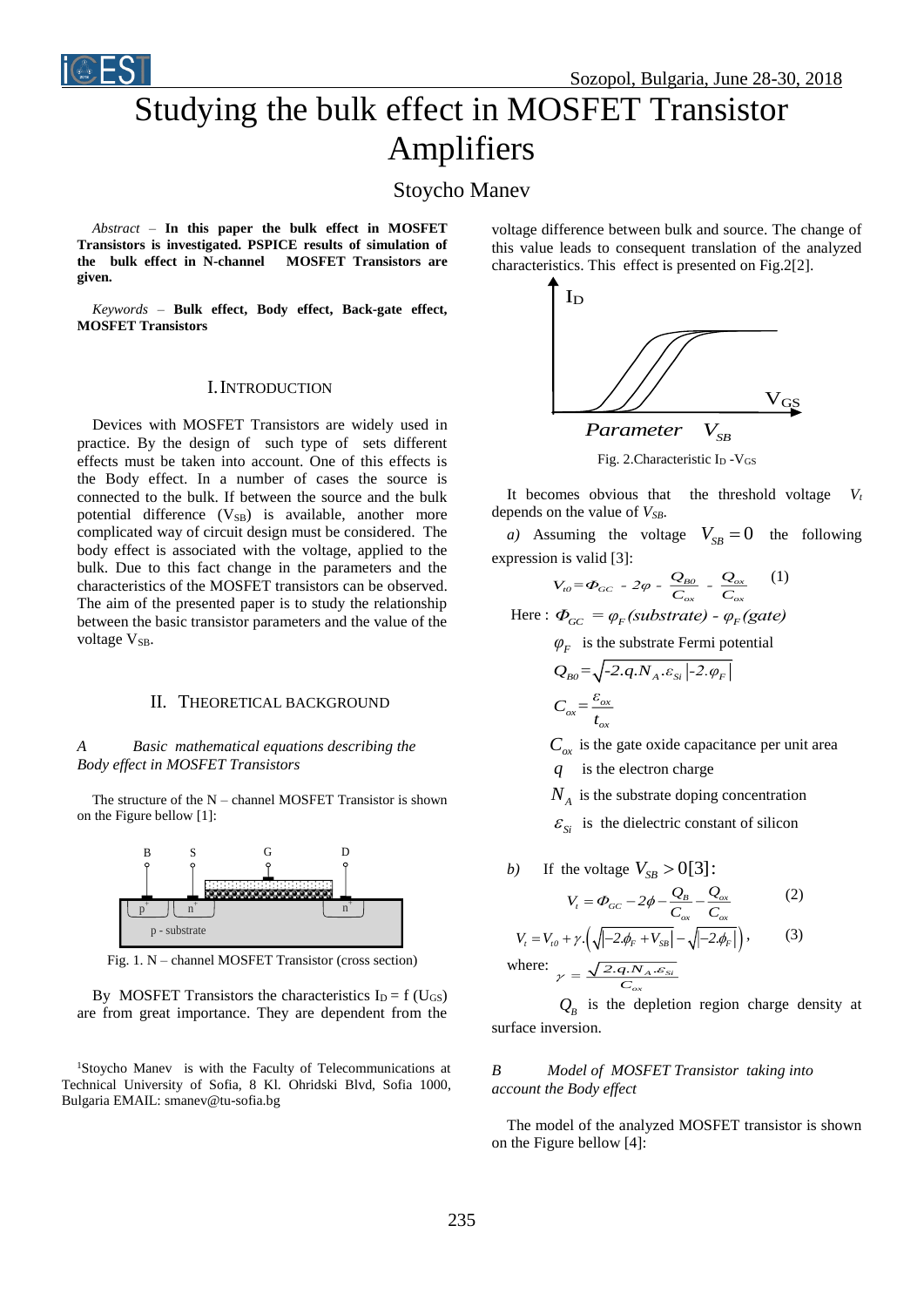# Studying the bulk effect in MOSFET Transistor Amplifiers

Stoycho Manev

*Abstract* – **In this paper the bulk effect in MOSFET Transistors is investigated. PSPICE results of simulation of the bulk effect in N-channel MOSFET Transistors are given.**

*Keywords* – **Bulk effect, Body effect, Back-gate effect, MOSFET Transistors**

## I. INTRODUCTION

Devices with MOSFET Transistors are widely used in practice. By the design of such type of sets different effects must be taken into account. One of this effects is the Body effect. In a number of cases the source is connected to the bulk. In case that between the source and the bulk potential difference ($V_{SB}$) is available, another more complicated way of circuit design must be considered. The body effect is associated with the voltage, applied to the bulk. Due to this fact change in the parameters and the characteristics of the MOSFET transistors can be observed. The aim of the presented paper is to study the relationship between the basic transistor parameters and the value of the voltage $V_{SB}$.

## II. THEORETICAL BACKGROUND

### *A Basic mathematical equations describing the Body effect in MOSFET Transistors*

The structure of the N – channel MOSFET Transistor is shown on the Figure bellow [1]:

B S G D

p⁺ n⁺ n⁺

p - substrate

Fig. 1. N – channel MOSFET Transistor (cross section)

By MOSFET Transistors the characteristics $I_D = f(U_{GS})$ are from great importance. They are dependent from the voltage difference between bulk and source. The change of this value leads to consequent translation of the analyzed characteristics. This effect is presented on Fig.2[2].

$I_D$

$V_{GS}$

Parameter $V_{SB}$

Fig. 2.Characteristic $I_D$ -$V_{GS}$

It becomes obvious that the threshold voltage $V_t$ depends on the value of $V_{SB}$.

*a)* Assuming the voltage $V_{SB} = 0$ the following expression is valid [3]:

$$V_{t0} = \Phi_{GC} - 2\varphi - \frac{Q_{B0}}{C_{ox}} - \frac{Q_{ox}}{C_{ox}} \qquad (1)$$

Here : $\Phi_{GC} = \varphi_F(substrate) - \varphi_F(gate)$

$\varphi_F$ is the substrate Fermi potential

$Q_{B0} = \sqrt{-2.q.N_A.\varepsilon_{Si}\left|-2.\varphi_F\right|}$

$C_{ox} = \frac{\varepsilon_{ox}}{t_{ox}}$

$C_{ox}$ is the gate oxide capacitance per unit area

$q$ is the electron charge

$N_A$ is the substrate doping concentration

$\varepsilon_{Si}$ is the dielectric constant of silicon

*b)* If the voltage $V_{SB} > 0$[3]:

$$V_t = \Phi_{GC} - 2\phi - \frac{Q_B}{C_{ox}} - \frac{Q_{ox}}{C_{ox}} \qquad (2)$$

$$V_t = V_{t0} + \gamma.\left(\sqrt{\left|-2.\phi_F + V_{SB}\right|} - \sqrt{\left|-2.\phi_F\right|}\right), \qquad (3)$$

where: $\gamma = \frac{\sqrt{2.q.N_A.\varepsilon_{Si}}}{C_{ox}}$

$Q_B$ is the depletion region charge density at surface inversion.

### *B Model of MOSFET Transistor taking into account the Body effect*

The model of the analyzed MOSFET transistor is shown on the Figure bellow [4]:

[1]Stoycho Manev is with the Faculty of Telecommunications at Technical University of Sofia, 8 Kl. Ohridski Blvd, Sofia 1000, Bulgaria EMAIL: smanev@tu-sofia.bg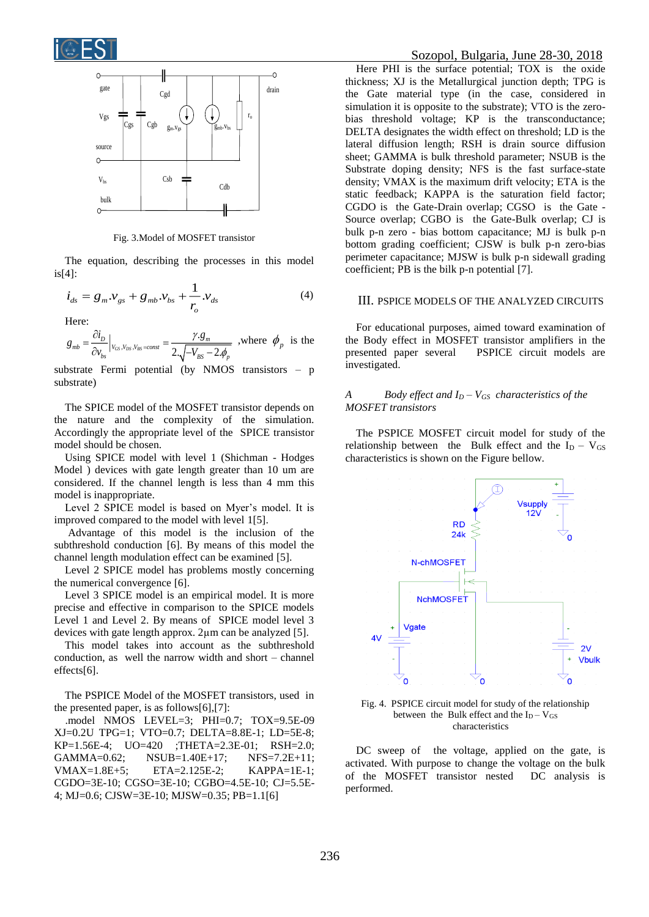gate

Cgd

drain

Vgs

Cgs

Cgb

$g_m.V_{gs}$

$g_{mb}.V_{bs}$

$r_o$

source

$V_{bs}$

Csb

Cdb

bulk

Fig. 3.Model of MOSFET transistor

The equation, describing the processes in this model is[4]:

$$i_{ds} = g_m.v_{gs} + g_{mb}.v_{bs} + \frac{1}{r_o}.v_{ds} \tag{4}$$

Here:

$g_{mb} = \left.\frac{\partial i_D}{\partial V_{bs}}\right|_{V_{GS},V_{DS},V_{BS}=const} = \frac{\gamma.g_m}{2.\sqrt{-V_{BS}-2.\phi_p}}$ ,where $\phi_p$ is the substrate Fermi potential (by NMOS transistors – p substrate)

The SPICE model of the MOSFET transistor depends on the nature and the complexity of the simulation. Accordingly the appropriate level of the SPICE transistor model should be chosen.

Using SPICE model with level 1 (Shichman - Hodges Model ) devices with gate length greater than 10 um are considered. If the channel length is less than 4 mm this model is inappropriate.

Level 2 SPICE model is based on Myer's model. It is improved compared to the model with level 1[5].

Advantage of this model is the inclusion of the subthreshold conduction [6]. By means of this model the channel length modulation effect can be examined [5].

Level 2 SPICE model has problems mostly concerning the numerical convergence [6].

Level 3 SPICE model is an empirical model. It is more precise and effective in comparison to the SPICE models Level 1 and Level 2. By means of SPICE model level 3 devices with gate length approx. 2µm can be analyzed [5].

This model takes into account as the subthreshold conduction, as well the narrow width and short – channel effects[6].

The PSPICE Model of the MOSFET transistors, used in the presented paper, is as follows[6],[7]:

.model NMOS LEVEL=3; PHI=0.7; TOX=9.5E-09 XJ=0.2U TPG=1; VTO=0.7; DELTA=8.8E-1; LD=5E-8; KP=1.56E-4; UO=420 ;THETA=2.3E-01; RSH=2.0; GAMMA=0.62; NSUB=1.40E+17; NFS=7.2E+11; VMAX=1.8E+5; ETA=2.125E-2; KAPPA=1E-1; CGDO=3E-10; CGSO=3E-10; CGBO=4.5E-10; CJ=5.5E-4; MJ=0.6; CJSW=3E-10; MJSW=0.35; PB=1.1[6]

Here PHI is the surface potential; TOX is the oxide thickness; XJ is the Metallurgical junction depth; TPG is the Gate material type (in the case, considered in simulation it is opposite to the substrate); VTO is the zero-bias threshold voltage; KP is the transconductance; DELTA designates the width effect on threshold; LD is the lateral diffusion length; RSH is drain source diffusion sheet; GAMMA is bulk threshold parameter; NSUB is the Substrate doping density; NFS is the fast surface-state density; VMAX is the maximum drift velocity; ETA is the static feedback; KAPPA is the saturation field factor; CGDO is the Gate-Drain overlap; CGSO is the Gate - Source overlap; CGBO is the Gate-Bulk overlap; CJ is bulk p-n zero - bias bottom capacitance; MJ is bulk p-n bottom grading coefficient; CJSW is bulk p-n zero-bias perimeter capacitance; MJSW is bulk p-n sidewall grading coefficient; PB is the bilk p-n potential [7].

## III. PSPICE MODELS OF THE ANALYZED CIRCUITS

For educational purposes, aimed toward examination of the Body effect in MOSFET transistor amplifiers in the presented paper several PSPICE circuit models are investigated.

### *A Body effect and $I_D – V_{GS}$ characteristics of the MOSFET transistors*

The PSPICE MOSFET circuit model for study of the relationship between the Bulk effect and the $I_D – V_{GS}$ characteristics is shown on the Figure bellow.

Vsupply

12V

0

RD

24k

N-chMOSFET

NchMOSFET

Vgate

4V

2V

Vbulk

0

0

0

Fig. 4. PSPICE circuit model for study of the relationship between the Bulk effect and the $I_D – V_{GS}$ characteristics

DC sweep of the voltage, applied on the gate, is activated. With purpose to change the voltage on the bulk of the MOSFET transistor nested DC analysis is performed.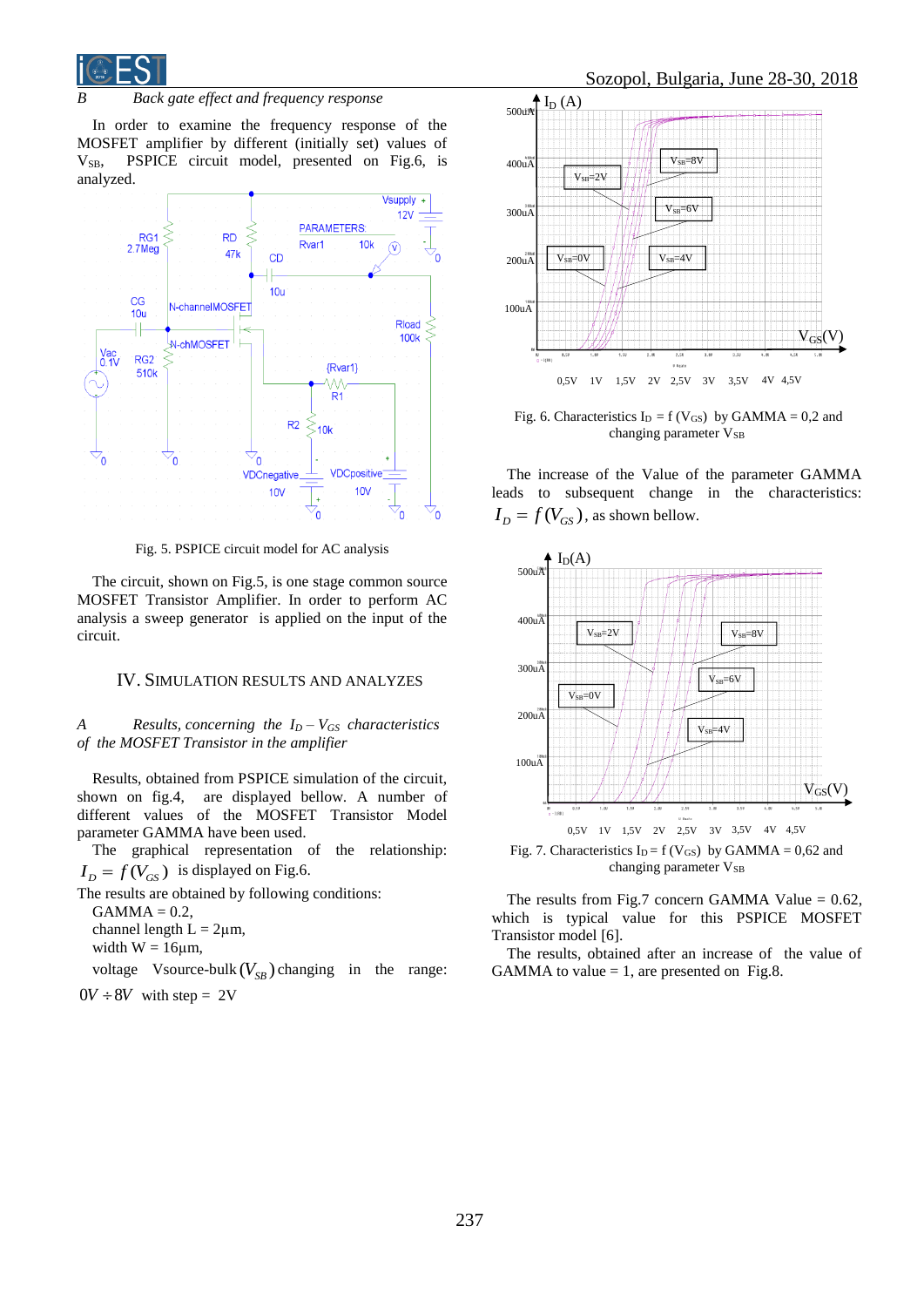*B Back gate effect and frequency response*

In order to examine the frequency response of the MOSFET amplifier by different (initially set) values of $V_{SB}$, PSPICE circuit model, presented on Fig.6, is analyzed.

Vsupply
12V
PARAMETERS:
Rvar1 10k
RG1
2.7Meg
RD
47k
CD
10u
CG
10u
N-channelMOSFET
N-chMOSFET
Rload
100k
Vac
0.1V
RG2
510k
{Rvar1}
R1
R2
10k
0
0
0
VDCnegative
10V
VDCpositive
10V
0
0
0

Fig. 5. PSPICE circuit model for AC analysis

The circuit, shown on Fig.5, is one stage common source MOSFET Transistor Amplifier. In order to perform AC analysis a sweep generator is applied on the input of the circuit.

## IV. Simulation Results and Analyzes

*A Results, concerning the $I_D – V_{GS}$ characteristics of the MOSFET Transistor in the amplifier*

Results, obtained from PSPICE simulation of the circuit, shown on fig.4, are displayed bellow. A number of different values of the MOSFET Transistor Model parameter GAMMA have been used.

The graphical representation of the relationship: $I_D = f(V_{GS})$ is displayed on Fig.6.

The results are obtained by following conditions:

GAMMA = 0.2,
channel length L = 2μm,
width W = 16μm,
voltage Vsource-bulk $(V_{SB})$ changing in the range: $0V \div 8V$ with step = 2V

$I_D$ (A)
500uA
400uA
300uA
200uA
100uA
$V_{SB}$=8V
$V_{SB}$=2V
$V_{SB}$=6V
$V_{SB}$=0V
$V_{SB}$=4V
$V_{GS}$(V)
0,5V 1V 1,5V 2V 2,5V 3V 3,5V 4V 4,5V

Fig. 6. Characteristics $I_D = f(V_{GS})$ by GAMMA = 0,2 and changing parameter $V_{SB}$

The increase of the Value of the parameter GAMMA leads to subsequent change in the characteristics: $I_D = f(V_{GS})$, as shown bellow.

$I_D$(A)
500uA
400uA
300uA
200uA
100uA
$V_{SB}$=2V
$V_{SB}$=8V
$V_{SB}$=6V
$V_{SB}$=0V
$V_{SB}$=4V
$V_{GS}$(V)
0,5V 1V 1,5V 2V 2,5V 3V 3,5V 4V 4,5V

Fig. 7. Characteristics $I_D = f(V_{GS})$ by GAMMA = 0,62 and changing parameter $V_{SB}$

The results from Fig.7 concern GAMMA Value = 0.62, which is typical value for this PSPICE MOSFET Transistor model [6].

The results, obtained after an increase of the value of GAMMA to value = 1, are presented on Fig.8.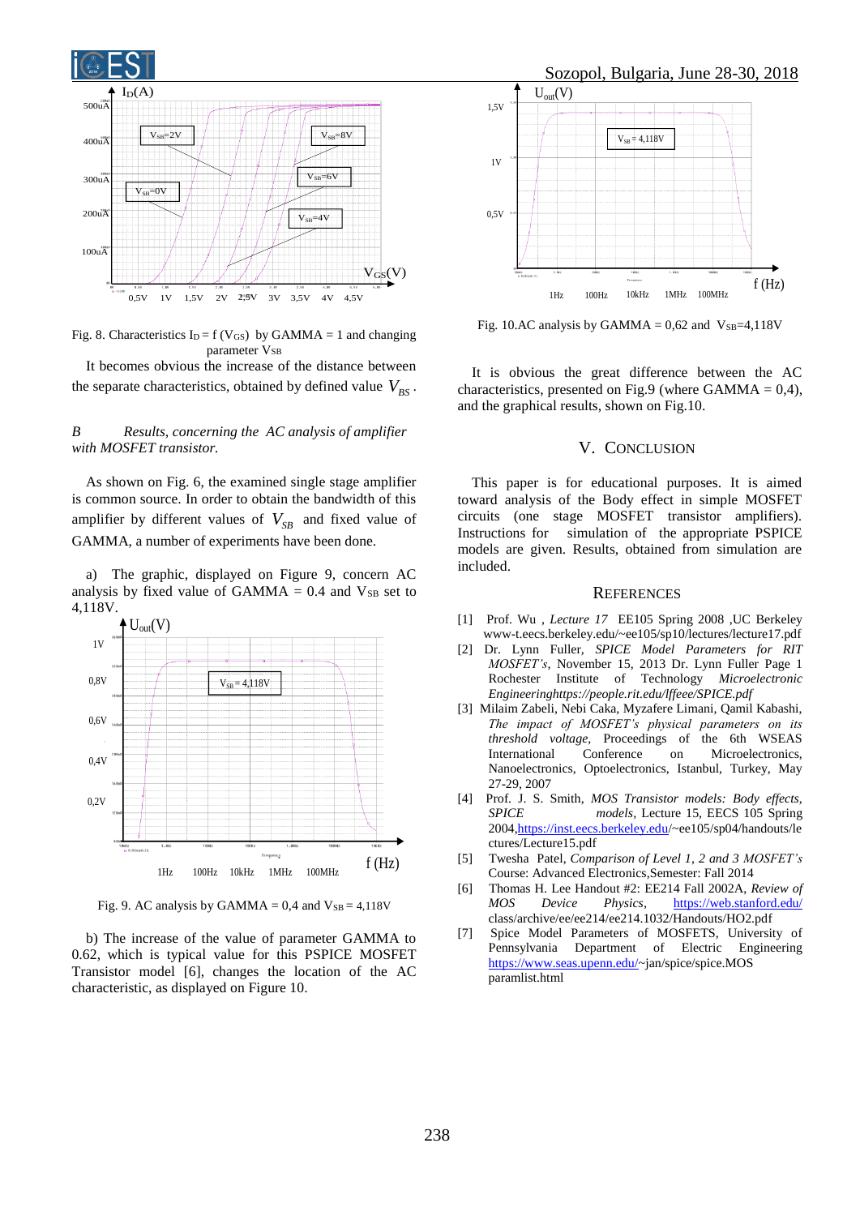$I_D$(A)

500uA

400uA

300uA

200uA

100uA

$V_{SB}$=2V

$V_{SB}$=8V

$V_{SB}$=6V

$V_{SB}$=0V

$V_{SB}$=4V

$V_{GS}$(V)

0,5V 1V 1,5V 2V 2,5V 3V 3,5V 4V 4,5V

Fig. 8. Characteristics $I_D = f(V_{GS})$ by GAMMA = 1 and changing parameter $V_{SB}$

It becomes obvious the increase of the distance between the separate characteristics, obtained by defined value $V_{BS}$.

*B Results, concerning the AC analysis of amplifier with MOSFET transistor.*

As shown on Fig. 6, the examined single stage amplifier is common source. In order to obtain the bandwidth of this amplifier by different values of $V_{SB}$ and fixed value of GAMMA, a number of experiments have been done.

a) The graphic, displayed on Figure 9, concern AC analysis by fixed value of GAMMA = 0.4 and $V_{SB}$ set to 4,118V.

$U_{out}$(V)

1V

0,8V

0,6V

0,4V

0,2V

$V_{SB}$ = 4,118V

f (Hz)

1Hz 100Hz 10kHz 1MHz 100MHz

Fig. 9. AC analysis by GAMMA = 0,4 and $V_{SB}$ = 4,118V

b) The increase of the value of parameter GAMMA to 0.62, which is typical value for this PSPICE MOSFET Transistor model [6], changes the location of the AC characteristic, as displayed on Figure 10.

$U_{out}$(V)

1,5V

1V

0,5V

$V_{SB}$ = 4,118V

f (Hz)

1Hz 100Hz 10kHz 1MHz 100MHz

Fig. 10.AC analysis by GAMMA = 0,62 and $V_{SB}$=4,118V

It is obvious the great difference between the AC characteristics, presented on Fig.9 (where GAMMA = 0,4), and the graphical results, shown on Fig.10.

## V. CONCLUSION

This paper is for educational purposes. It is aimed toward analysis of the Body effect in simple MOSFET circuits (one stage MOSFET transistor amplifiers). Instructions for simulation of the appropriate PSPICE models are given. Results, obtained from simulation are included.

## REFERENCES

[1] Prof. Wu , *Lecture 17* EE105 Spring 2008 ,UC Berkeley www-t.eecs.berkeley.edu/~ee105/sp10/lectures/lecture17.pdf

[2] Dr. Lynn Fuller, *SPICE Model Parameters for RIT MOSFET's*, November 15, 2013 Dr. Lynn Fuller Page 1 Rochester Institute of Technology *Microelectronic Engineeringhttps://people.rit.edu/lffeee/SPICE.pdf*

[3] Milaim Zabeli, Nebi Caka, Myzafere Limani, Qamil Kabashi, *The impact of MOSFET's physical parameters on its threshold voltage*, Proceedings of the 6th WSEAS International Conference on Microelectronics, Nanoelectronics, Optoelectronics, Istanbul, Turkey, May 27-29, 2007

[4] Prof. J. S. Smith, *MOS Transistor models: Body effects, SPICE models*, Lecture 15, EECS 105 Spring 2004,https://inst.eecs.berkeley.edu/~ee105/sp04/handouts/lectures/Lecture15.pdf

[5] Twesha Patel, *Comparison of Level 1, 2 and 3 MOSFET's* Course: Advanced Electronics,Semester: Fall 2014

[6] Thomas H. Lee Handout #2: EE214 Fall 2002A, *Review of MOS Device Physics*, https://web.stanford.edu/class/archive/ee/ee214/ee214.1032/Handouts/HO2.pdf

[7] Spice Model Parameters of MOSFETS, University of Pennsylvania Department of Electric Engineering https://www.seas.upenn.edu/~jan/spice/spice.MOSparamlist.html